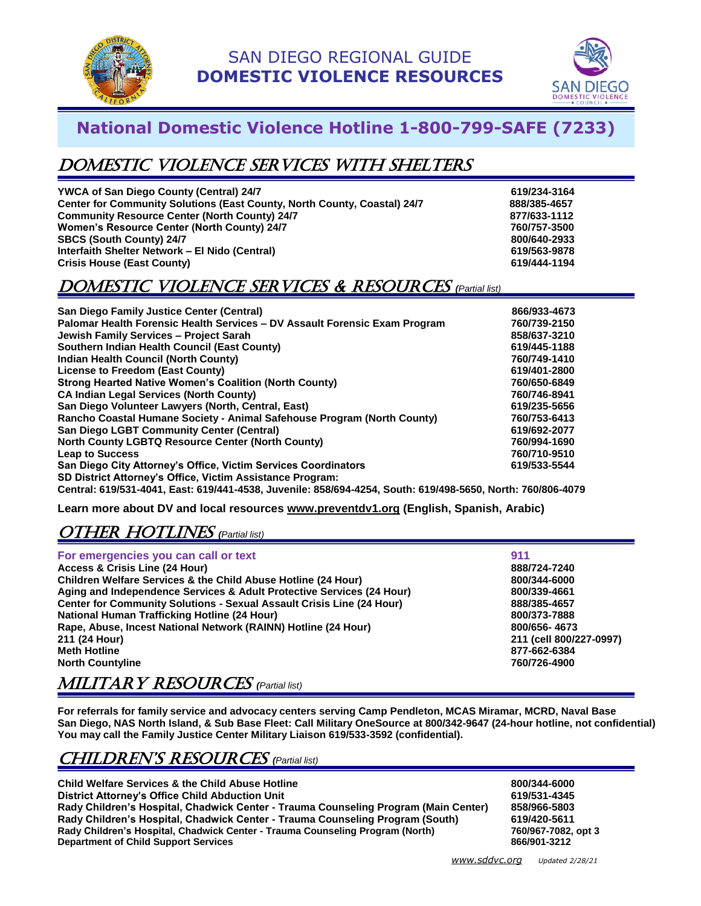# SAN DIEGO REGIONAL GUIDE
# **DOMESTIC VIOLENCE RESOURCES**

## **National Domestic Violence Hotline 1-800-799-SAFE (7233)**

## DOMESTIC VIOLENCE SERVICES WITH SHELTERS

| | |
|---|---|
| **YWCA of San Diego County (Central) 24/7** | **619/234-3164** |
| **Center for Community Solutions (East County, North County, Coastal) 24/7** | **888/385-4657** |
| **Community Resource Center (North County) 24/7** | **877/633-1112** |
| **Women's Resource Center (North County) 24/7** | **760/757-3500** |
| **SBCS (South County) 24/7** | **800/640-2933** |
| **Interfaith Shelter Network – El Nido (Central)** | **619/563-9878** |
| **Crisis House (East County)** | **619/444-1194** |

## DOMESTIC VIOLENCE SERVICES & RESOURCES *(Partial list)*

| | |
|---|---|
| **San Diego Family Justice Center (Central)** | **866/933-4673** |
| **Palomar Health Forensic Health Services – DV Assault Forensic Exam Program** | **760/739-2150** |
| **Jewish Family Services – Project Sarah** | **858/637-3210** |
| **Southern Indian Health Council (East County)** | **619/445-1188** |
| **Indian Health Council (North County)** | **760/749-1410** |
| **License to Freedom (East County)** | **619/401-2800** |
| **Strong Hearted Native Women's Coalition (North County)** | **760/650-6849** |
| **CA Indian Legal Services (North County)** | **760/746-8941** |
| **San Diego Volunteer Lawyers (North, Central, East)** | **619/235-5656** |
| **Rancho Coastal Humane Society - Animal Safehouse Program (North County)** | **760/753-6413** |
| **San Diego LGBT Community Center (Central)** | **619/692-2077** |
| **North County LGBTQ Resource Center (North County)** | **760/994-1690** |
| **Leap to Success** | **760/710-9510** |
| **San Diego City Attorney's Office, Victim Services Coordinators** | **619/533-5544** |

**SD District Attorney's Office, Victim Assistance Program:**
**Central: 619/531-4041, East: 619/441-4538, Juvenile: 858/694-4254, South: 619/498-5650, North: 760/806-4079**

**Learn more about DV and local resources www.preventdv1.org (English, Spanish, Arabic)**

## OTHER HOTLINES *(Partial list)*

| | |
|---|---|
| **For emergencies you can call or text** | **911** |
| **Access & Crisis Line (24 Hour)** | **888/724-7240** |
| **Children Welfare Services & the Child Abuse Hotline (24 Hour)** | **800/344-6000** |
| **Aging and Independence Services & Adult Protective Services (24 Hour)** | **800/339-4661** |
| **Center for Community Solutions - Sexual Assault Crisis Line (24 Hour)** | **888/385-4657** |
| **National Human Trafficking Hotline (24 Hour)** | **800/373-7888** |
| **Rape, Abuse, Incest National Network (RAINN) Hotline (24 Hour)** | **800/656- 4673** |
| **211 (24 Hour)** | **211 (cell 800/227-0997)** |
| **Meth Hotline** | **877-662-6384** |
| **North Countyline** | **760/726-4900** |

## MILITARY RESOURCES *(Partial list)*

**For referrals for family service and advocacy centers serving Camp Pendleton, MCAS Miramar, MCRD, Naval Base San Diego, NAS North Island, & Sub Base Fleet: Call Military OneSource at 800/342-9647 (24-hour hotline, not confidential) You may call the Family Justice Center Military Liaison 619/533-3592 (confidential).**

## CHILDREN'S RESOURCES *(Partial list)*

| | |
|---|---|
| **Child Welfare Services & the Child Abuse Hotline** | **800/344-6000** |
| **District Attorney's Office Child Abduction Unit** | **619/531-4345** |
| **Rady Children's Hospital, Chadwick Center - Trauma Counseling Program (Main Center)** | **858/966-5803** |
| **Rady Children's Hospital, Chadwick Center - Trauma Counseling Program (South)** | **619/420-5611** |
| **Rady Children's Hospital, Chadwick Center - Trauma Counseling Program (North)** | **760/967-7082, opt 3** |
| **Department of Child Support Services** | **866/901-3212** |

*www.sddvc.org* *Updated 2/28/21*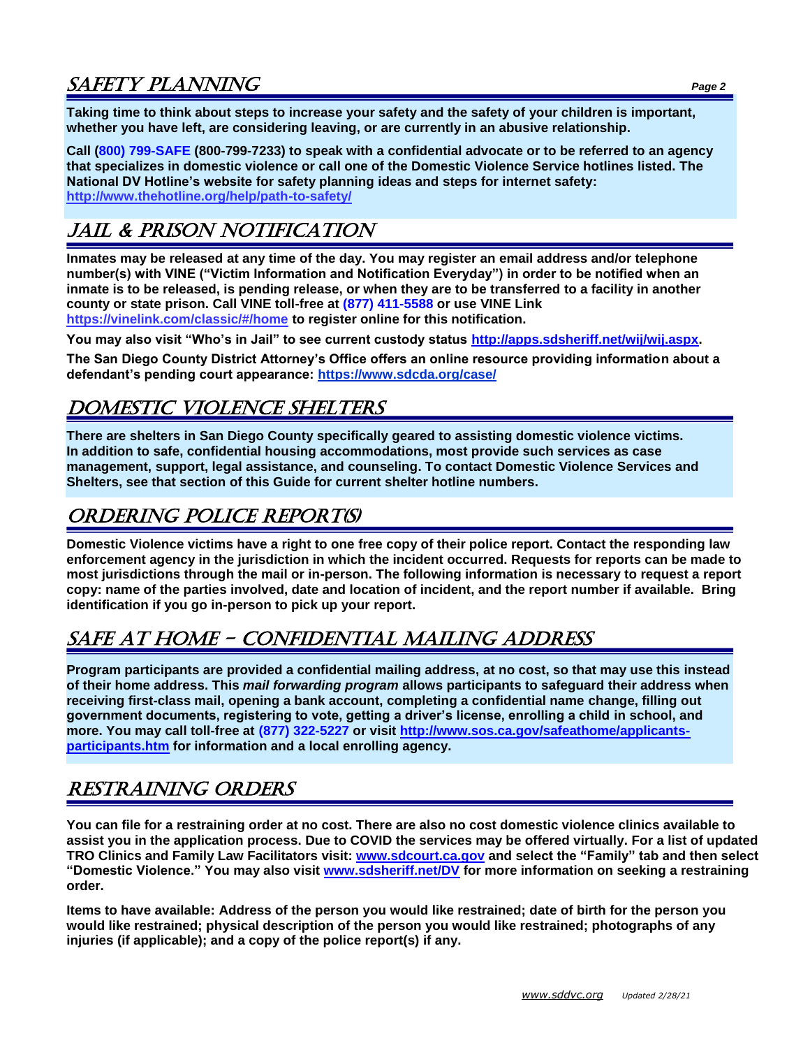## SAFETY PLANNING

**Taking time to think about steps to increase your safety and the safety of your children is important, whether you have left, are considering leaving, or are currently in an abusive relationship.**

**Call (800) 799-SAFE (800-799-7233) to speak with a confidential advocate or to be referred to an agency that specializes in domestic violence or call one of the Domestic Violence Service hotlines listed. The National DV Hotline's website for safety planning ideas and steps for internet safety: http://www.thehotline.org/help/path-to-safety/**

## JAIL & PRISON NOTIFICATION

**Inmates may be released at any time of the day. You may register an email address and/or telephone number(s) with VINE ("Victim Information and Notification Everyday") in order to be notified when an inmate is to be released, is pending release, or when they are to be transferred to a facility in another county or state prison. Call VINE toll-free at (877) 411-5588 or use VINE Link https://vinelink.com/classic/#/home to register online for this notification.**

**You may also visit "Who's in Jail" to see current custody status http://apps.sdsheriff.net/wij/wij.aspx.**

**The San Diego County District Attorney's Office offers an online resource providing information about a defendant's pending court appearance: https://www.sdcda.org/case/**

## DOMESTIC VIOLENCE SHELTERS

**There are shelters in San Diego County specifically geared to assisting domestic violence victims. In addition to safe, confidential housing accommodations, most provide such services as case management, support, legal assistance, and counseling. To contact Domestic Violence Services and Shelters, see that section of this Guide for current shelter hotline numbers.**

## ORDERING POLICE REPORT(S)

**Domestic Violence victims have a right to one free copy of their police report. Contact the responding law enforcement agency in the jurisdiction in which the incident occurred. Requests for reports can be made to most jurisdictions through the mail or in-person. The following information is necessary to request a report copy: name of the parties involved, date and location of incident, and the report number if available. Bring identification if you go in-person to pick up your report.**

## SAFE AT HOME - CONFIDENTIAL MAILING ADDRESS

**Program participants are provided a confidential mailing address, at no cost, so that may use this instead of their home address. This *mail forwarding program* allows participants to safeguard their address when receiving first-class mail, opening a bank account, completing a confidential name change, filling out government documents, registering to vote, getting a driver's license, enrolling a child in school, and more. You may call toll-free at (877) 322-5227 or visit http://www.sos.ca.gov/safeathome/applicants-participants.htm for information and a local enrolling agency.**

## RESTRAINING ORDERS

**You can file for a restraining order at no cost. There are also no cost domestic violence clinics available to assist you in the application process. Due to COVID the services may be offered virtually. For a list of updated TRO Clinics and Family Law Facilitators visit: www.sdcourt.ca.gov and select the "Family" tab and then select "Domestic Violence." You may also visit www.sdsheriff.net/DV for more information on seeking a restraining order.**

**Items to have available: Address of the person you would like restrained; date of birth for the person you would like restrained; physical description of the person you would like restrained; photographs of any injuries (if applicable); and a copy of the police report(s) if any.**

*www.sddvc.org* *Updated 2/28/21*